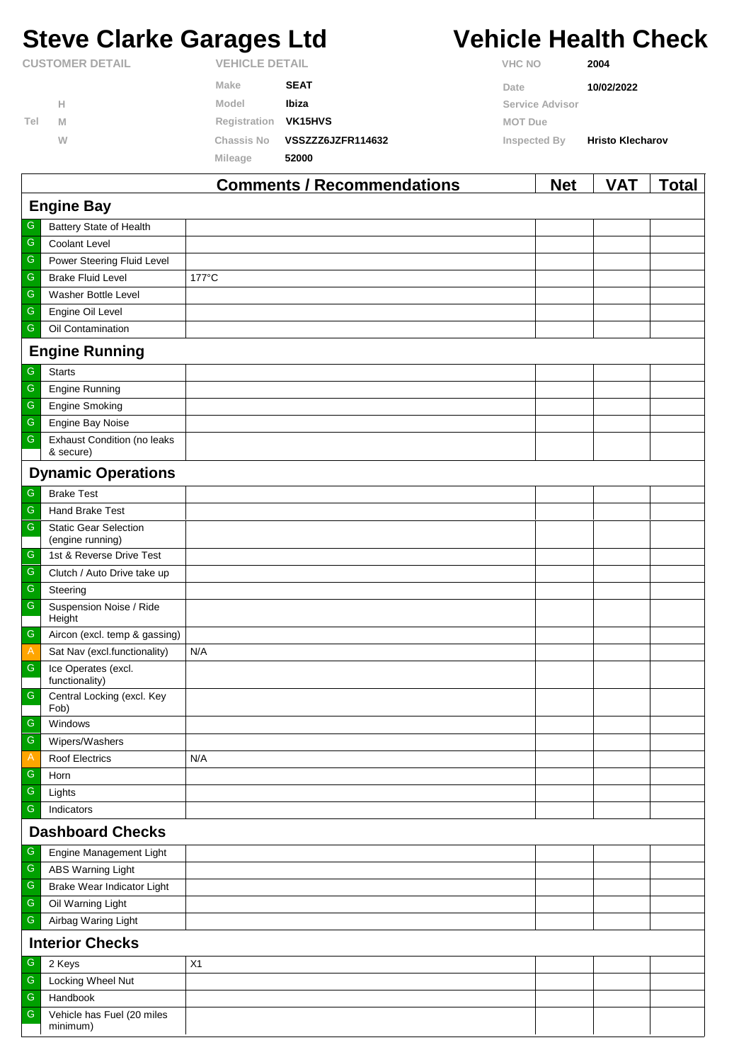# Steve Clarke Garages Ltd

# Vehicle Health Check

| CUSTOMER DETAIL | | VEHICLE DETAIL | | VHC NO | 2004 |
|---|---|---|---|---|---|
| | | Make | SEAT | Date | 10/02/2022 |
| | H | Model | Ibiza | Service Advisor | |
| Tel | M | Registration | VK15HVS | MOT Due | |
| | W | Chassis No | VSSZZZ6JZFR114632 | Inspected By | Hristo Klecharov |
| | | Mileage | 52000 | | |

| | | Comments / Recommendations | Net | VAT | Total |
|---|---|---|---|---|---|
| **Engine Bay** | | | | | |
| G | Battery State of Health | | | | |
| G | Coolant Level | | | | |
| G | Power Steering Fluid Level | | | | |
| G | Brake Fluid Level | 177°C | | | |
| G | Washer Bottle Level | | | | |
| G | Engine Oil Level | | | | |
| G | Oil Contamination | | | | |
| **Engine Running** | | | | | |
| G | Starts | | | | |
| G | Engine Running | | | | |
| G | Engine Smoking | | | | |
| G | Engine Bay Noise | | | | |
| G | Exhaust Condition (no leaks & secure) | | | | |
| **Dynamic Operations** | | | | | |
| G | Brake Test | | | | |
| G | Hand Brake Test | | | | |
| G | Static Gear Selection (engine running) | | | | |
| G | 1st & Reverse Drive Test | | | | |
| G | Clutch / Auto Drive take up | | | | |
| G | Steering | | | | |
| G | Suspension Noise / Ride Height | | | | |
| G | Aircon (excl. temp & gassing) | | | | |
| A | Sat Nav (excl.functionality) | N/A | | | |
| G | Ice Operates (excl. functionality) | | | | |
| G | Central Locking (excl. Key Fob) | | | | |
| G | Windows | | | | |
| G | Wipers/Washers | | | | |
| A | Roof Electrics | N/A | | | |
| G | Horn | | | | |
| G | Lights | | | | |
| G | Indicators | | | | |
| **Dashboard Checks** | | | | | |
| G | Engine Management Light | | | | |
| G | ABS Warning Light | | | | |
| G | Brake Wear Indicator Light | | | | |
| G | Oil Warning Light | | | | |
| G | Airbag Waring Light | | | | |
| **Interior Checks** | | | | | |
| G | 2 Keys | X1 | | | |
| G | Locking Wheel Nut | | | | |
| G | Handbook | | | | |
| G | Vehicle has Fuel (20 miles minimum) | | | | |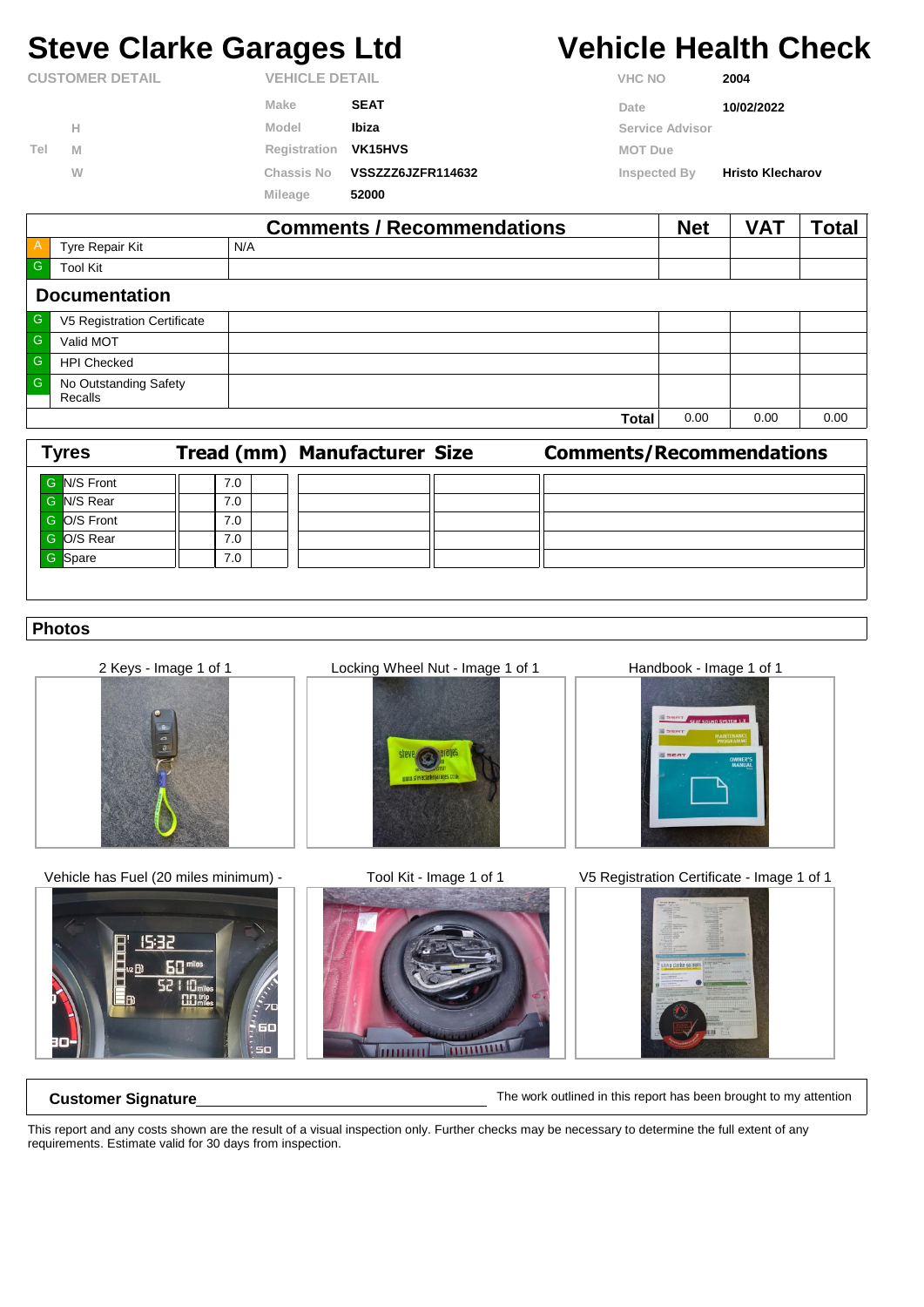# Steve Clarke Garages Ltd

# Vehicle Health Check

| CUSTOMER DETAIL | | VEHICLE DETAIL | | | |
|---|---|---|---|---|---|
| | | Make | SEAT | VHC NO | 2004 |
| | H | Model | Ibiza | Date | 10/02/2022 |
| Tel | M | Registration | VK15HVS | Service Advisor | |
| | W | Chassis No | VSSZZZ6JZFR114632 | MOT Due | |
| | | Mileage | 52000 | Inspected By | Hristo Klecharov |

| | | Comments / Recommendations | Net | VAT | Total |
|---|---|---|---|---|---|
| A | Tyre Repair Kit | N/A | | | |
| G | Tool Kit | | | | |
| **Documentation** | | | | | |
| G | V5 Registration Certificate | | | | |
| G | Valid MOT | | | | |
| G | HPI Checked | | | | |
| G | No Outstanding Safety Recalls | | | | |
| | | **Total** | 0.00 | 0.00 | 0.00 |

| Tyres | Tread (mm) | | Manufacturer | Size | Comments/Recommendations |
|---|---|---|---|---|---|
| G N/S Front | 7.0 | | | | |
| G N/S Rear | 7.0 | | | | |
| G O/S Front | 7.0 | | | | |
| G O/S Rear | 7.0 | | | | |
| G Spare | 7.0 | | | | |

## Photos

2 Keys - Image 1 of 1

Locking Wheel Nut - Image 1 of 1

Handbook - Image 1 of 1

Vehicle has Fuel (20 miles minimum) -

Tool Kit - Image 1 of 1

V5 Registration Certificate - Image 1 of 1

**Customer Signature**\_\_\_\_\_\_\_\_\_\_\_\_\_\_\_\_\_\_\_\_\_\_\_\_\_\_\_\_\_\_\_\_\_\_\_\_ The work outlined in this report has been brought to my attention

This report and any costs shown are the result of a visual inspection only. Further checks may be necessary to determine the full extent of any requirements. Estimate valid for 30 days from inspection.